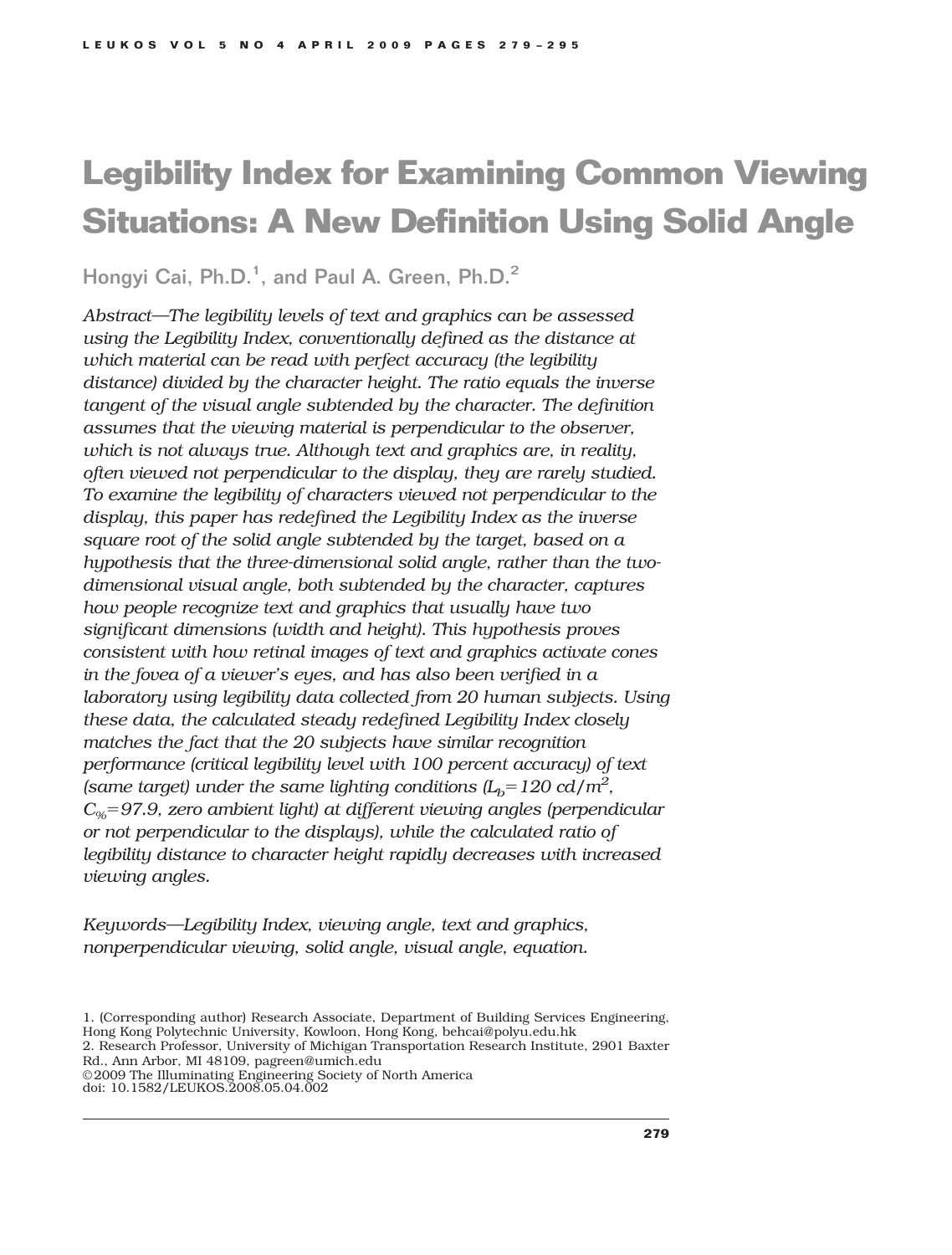# Legibility Index for Examining Common Viewing Situations: A New Definition Using Solid Angle

Hongyi Cai, Ph.D.[1], and Paul A. Green, Ph.D.[2]

*Abstract—The legibility levels of text and graphics can be assessed using the Legibility Index, conventionally defined as the distance at which material can be read with perfect accuracy (the legibility distance) divided by the character height. The ratio equals the inverse tangent of the visual angle subtended by the character. The definition assumes that the viewing material is perpendicular to the observer, which is not always true. Although text and graphics are, in reality, often viewed not perpendicular to the display, they are rarely studied. To examine the legibility of characters viewed not perpendicular to the display, this paper has redefined the Legibility Index as the inverse square root of the solid angle subtended by the target, based on a hypothesis that the three-dimensional solid angle, rather than the two-dimensional visual angle, both subtended by the character, captures how people recognize text and graphics that usually have two significant dimensions (width and height). This hypothesis proves consistent with how retinal images of text and graphics activate cones in the fovea of a viewer's eyes, and has also been verified in a laboratory using legibility data collected from 20 human subjects. Using these data, the calculated steady redefined Legibility Index closely matches the fact that the 20 subjects have similar recognition performance (critical legibility level with 100 percent accuracy) of text (same target) under the same lighting conditions ($L_b$=120 cd/m$^2$, $C_{\%}$=97.9, zero ambient light) at different viewing angles (perpendicular or not perpendicular to the displays), while the calculated ratio of legibility distance to character height rapidly decreases with increased viewing angles.*

*Keywords—Legibility Index, viewing angle, text and graphics, nonperpendicular viewing, solid angle, visual angle, equation.*

1. (Corresponding author) Research Associate, Department of Building Services Engineering, Hong Kong Polytechnic University, Kowloon, Hong Kong, behcai@polyu.edu.hk
2. Research Professor, University of Michigan Transportation Research Institute, 2901 Baxter Rd., Ann Arbor, MI 48109, pagreen@umich.edu

©2009 The Illuminating Engineering Society of North America
doi: 10.1582/LEUKOS.2008.05.04.002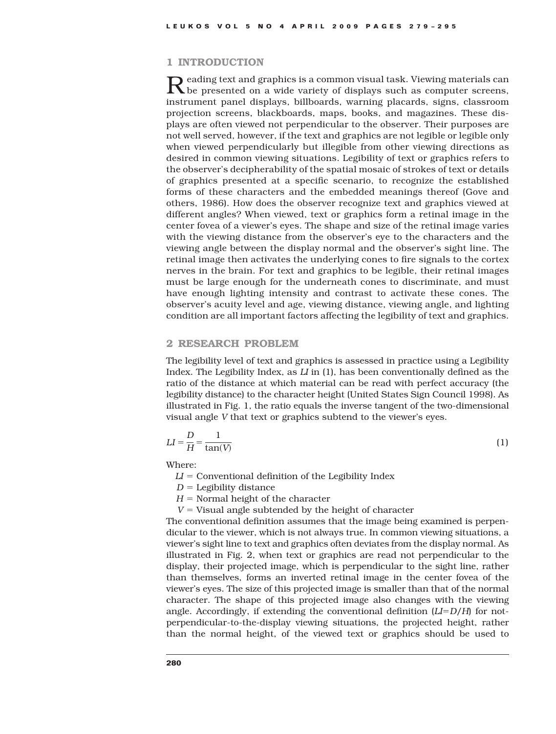## 1 INTRODUCTION

Reading text and graphics is a common visual task. Viewing materials can be presented on a wide variety of displays such as computer screens, instrument panel displays, billboards, warning placards, signs, classroom projection screens, blackboards, maps, books, and magazines. These displays are often viewed not perpendicular to the observer. Their purposes are not well served, however, if the text and graphics are not legible or legible only when viewed perpendicularly but illegible from other viewing directions as desired in common viewing situations. Legibility of text or graphics refers to the observer's decipherability of the spatial mosaic of strokes of text or details of graphics presented at a specific scenario, to recognize the established forms of these characters and the embedded meanings thereof (Gove and others, 1986). How does the observer recognize text and graphics viewed at different angles? When viewed, text or graphics form a retinal image in the center fovea of a viewer's eyes. The shape and size of the retinal image varies with the viewing distance from the observer's eye to the characters and the viewing angle between the display normal and the observer's sight line. The retinal image then activates the underlying cones to fire signals to the cortex nerves in the brain. For text and graphics to be legible, their retinal images must be large enough for the underneath cones to discriminate, and must have enough lighting intensity and contrast to activate these cones. The observer's acuity level and age, viewing distance, viewing angle, and lighting condition are all important factors affecting the legibility of text and graphics.

## 2 RESEARCH PROBLEM

The legibility level of text and graphics is assessed in practice using a Legibility Index. The Legibility Index, as *LI* in (1), has been conventionally defined as the ratio of the distance at which material can be read with perfect accuracy (the legibility distance) to the character height (United States Sign Council 1998). As illustrated in Fig. 1, the ratio equals the inverse tangent of the two-dimensional visual angle *V* that text or graphics subtend to the viewer's eyes.

$$LI = \frac{D}{H} = \frac{1}{\tan(V)} \tag{1}$$

Where:

$LI$ = Conventional definition of the Legibility Index
$D$ = Legibility distance
$H$ = Normal height of the character
$V$ = Visual angle subtended by the height of character

The conventional definition assumes that the image being examined is perpendicular to the viewer, which is not always true. In common viewing situations, a viewer's sight line to text and graphics often deviates from the display normal. As illustrated in Fig. 2, when text or graphics are read not perpendicular to the display, their projected image, which is perpendicular to the sight line, rather than themselves, forms an inverted retinal image in the center fovea of the viewer's eyes. The size of this projected image is smaller than that of the normal character. The shape of this projected image also changes with the viewing angle. Accordingly, if extending the conventional definition ($LI=D/H$) for not-perpendicular-to-the-display viewing situations, the projected height, rather than the normal height, of the viewed text or graphics should be used to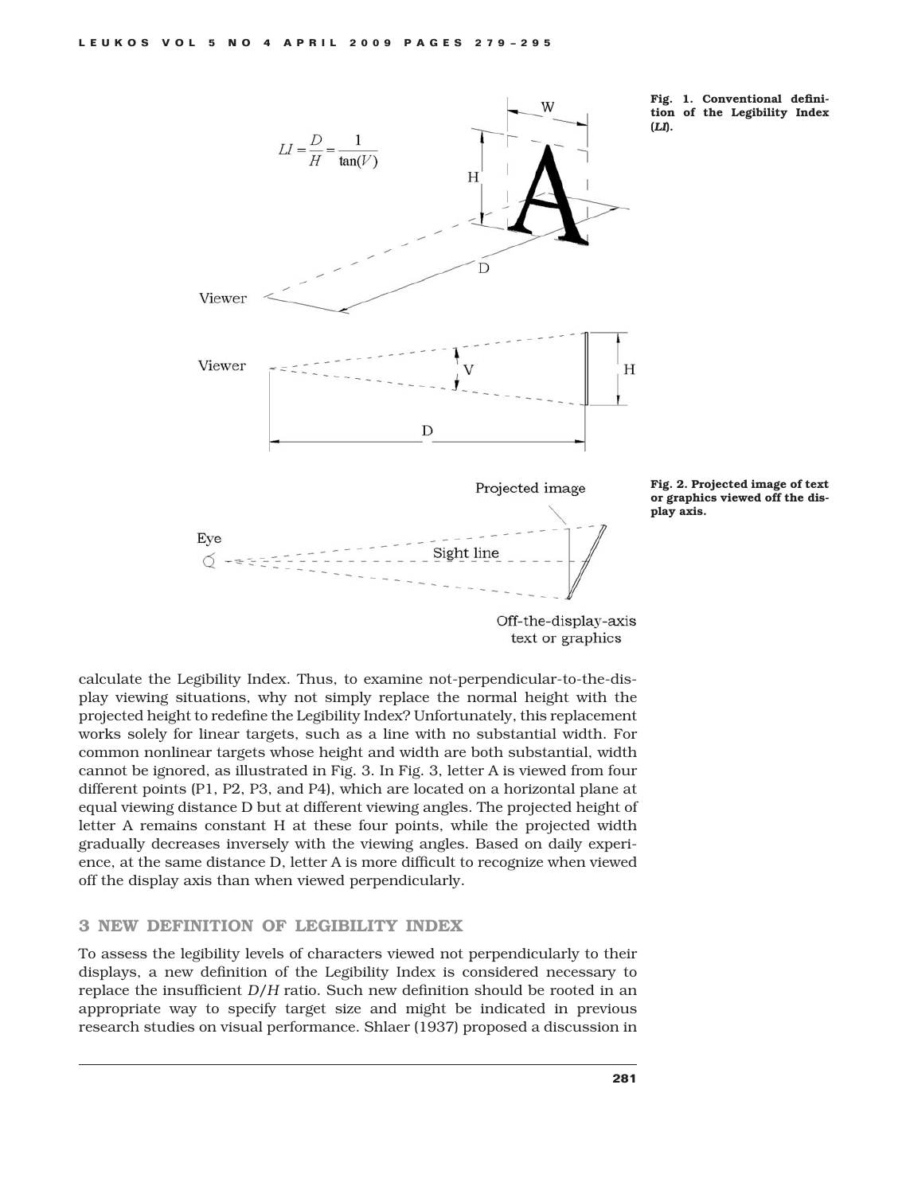Fig. 1. Conventional definition of the Legibility Index (*LI*).

Fig. 2. Projected image of text or graphics viewed off the display axis.

calculate the Legibility Index. Thus, to examine not-perpendicular-to-the-display viewing situations, why not simply replace the normal height with the projected height to redefine the Legibility Index? Unfortunately, this replacement works solely for linear targets, such as a line with no substantial width. For common nonlinear targets whose height and width are both substantial, width cannot be ignored, as illustrated in Fig. 3. In Fig. 3, letter A is viewed from four different points (P1, P2, P3, and P4), which are located on a horizontal plane at equal viewing distance D but at different viewing angles. The projected height of letter A remains constant H at these four points, while the projected width gradually decreases inversely with the viewing angles. Based on daily experience, at the same distance D, letter A is more difficult to recognize when viewed off the display axis than when viewed perpendicularly.

## 3 NEW DEFINITION OF LEGIBILITY INDEX

To assess the legibility levels of characters viewed not perpendicularly to their displays, a new definition of the Legibility Index is considered necessary to replace the insufficient $D/H$ ratio. Such new definition should be rooted in an appropriate way to specify target size and might be indicated in previous research studies on visual performance. Shlaer (1937) proposed a discussion in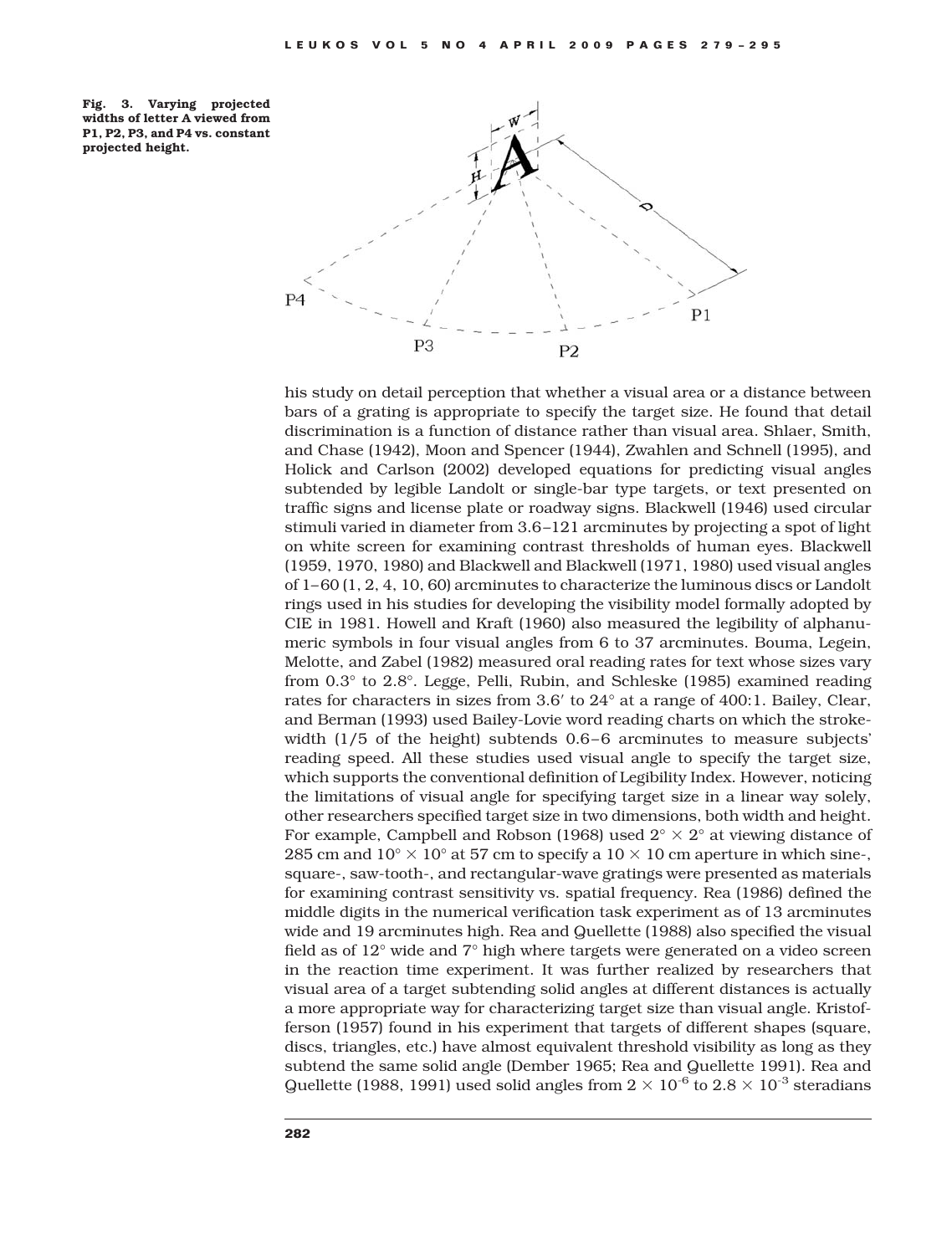**Fig. 3. Varying projected widths of letter A viewed from P1, P2, P3, and P4 vs. constant projected height.**

his study on detail perception that whether a visual area or a distance between bars of a grating is appropriate to specify the target size. He found that detail discrimination is a function of distance rather than visual area. Shlaer, Smith, and Chase (1942), Moon and Spencer (1944), Zwahlen and Schnell (1995), and Holick and Carlson (2002) developed equations for predicting visual angles subtended by legible Landolt or single-bar type targets, or text presented on traffic signs and license plate or roadway signs. Blackwell (1946) used circular stimuli varied in diameter from 3.6–121 arcminutes by projecting a spot of light on white screen for examining contrast thresholds of human eyes. Blackwell (1959, 1970, 1980) and Blackwell and Blackwell (1971, 1980) used visual angles of 1–60 (1, 2, 4, 10, 60) arcminutes to characterize the luminous discs or Landolt rings used in his studies for developing the visibility model formally adopted by CIE in 1981. Howell and Kraft (1960) also measured the legibility of alphanumeric symbols in four visual angles from 6 to 37 arcminutes. Bouma, Legein, Melotte, and Zabel (1982) measured oral reading rates for text whose sizes vary from 0.3° to 2.8°. Legge, Pelli, Rubin, and Schleske (1985) examined reading rates for characters in sizes from 3.6′ to 24° at a range of 400:1. Bailey, Clear, and Berman (1993) used Bailey-Lovie word reading charts on which the stroke-width (1/5 of the height) subtends 0.6–6 arcminutes to measure subjects' reading speed. All these studies used visual angle to specify the target size, which supports the conventional definition of Legibility Index. However, noticing the limitations of visual angle for specifying target size in a linear way solely, other researchers specified target size in two dimensions, both width and height. For example, Campbell and Robson (1968) used $2° \times 2°$ at viewing distance of 285 cm and $10° \times 10°$ at 57 cm to specify a $10 \times 10$ cm aperture in which sine-, square-, saw-tooth-, and rectangular-wave gratings were presented as materials for examining contrast sensitivity vs. spatial frequency. Rea (1986) defined the middle digits in the numerical verification task experiment as of 13 arcminutes wide and 19 arcminutes high. Rea and Quellette (1988) also specified the visual field as of 12° wide and 7° high where targets were generated on a video screen in the reaction time experiment. It was further realized by researchers that visual area of a target subtending solid angles at different distances is actually a more appropriate way for characterizing target size than visual angle. Kristofferson (1957) found in his experiment that targets of different shapes (square, discs, triangles, etc.) have almost equivalent threshold visibility as long as they subtend the same solid angle (Dember 1965; Rea and Quellette 1991). Rea and Quellette (1988, 1991) used solid angles from $2 \times 10^{-6}$ to $2.8 \times 10^{-3}$ steradians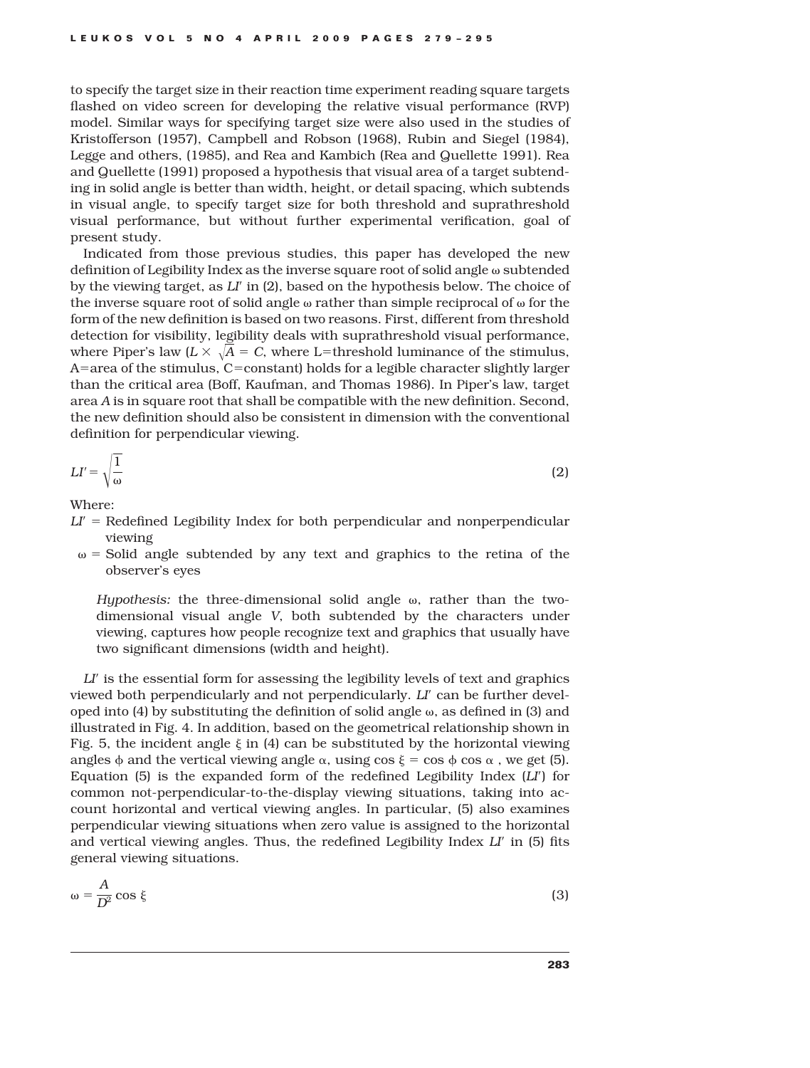to specify the target size in their reaction time experiment reading square targets flashed on video screen for developing the relative visual performance (RVP) model. Similar ways for specifying target size were also used in the studies of Kristofferson (1957), Campbell and Robson (1968), Rubin and Siegel (1984), Legge and others, (1985), and Rea and Kambich (Rea and Quellette 1991). Rea and Quellette (1991) proposed a hypothesis that visual area of a target subtending in solid angle is better than width, height, or detail spacing, which subtends in visual angle, to specify target size for both threshold and suprathreshold visual performance, but without further experimental verification, goal of present study.

Indicated from those previous studies, this paper has developed the new definition of Legibility Index as the inverse square root of solid angle ω subtended by the viewing target, as $LI'$ in (2), based on the hypothesis below. The choice of the inverse square root of solid angle ω rather than simple reciprocal of ω for the form of the new definition is based on two reasons. First, different from threshold detection for visibility, legibility deals with suprathreshold visual performance, where Piper's law ($L \times \sqrt{A} = C$, where L=threshold luminance of the stimulus, A=area of the stimulus, C=constant) holds for a legible character slightly larger than the critical area (Boff, Kaufman, and Thomas 1986). In Piper's law, target area $A$ is in square root that shall be compatible with the new definition. Second, the new definition should also be consistent in dimension with the conventional definition for perpendicular viewing.

$$LI' = \sqrt{\frac{1}{\omega}} \tag{2}$$

Where:

$LI'$ = Redefined Legibility Index for both perpendicular and nonperpendicular viewing

ω = Solid angle subtended by any text and graphics to the retina of the observer's eyes

> *Hypothesis:* the three-dimensional solid angle ω, rather than the two-dimensional visual angle $V$, both subtended by the characters under viewing, captures how people recognize text and graphics that usually have two significant dimensions (width and height).

$LI'$ is the essential form for assessing the legibility levels of text and graphics viewed both perpendicularly and not perpendicularly. $LI'$ can be further developed into (4) by substituting the definition of solid angle ω, as defined in (3) and illustrated in Fig. 4. In addition, based on the geometrical relationship shown in Fig. 5, the incident angle ξ in (4) can be substituted by the horizontal viewing angles ϕ and the vertical viewing angle α, using $\cos \xi = \cos \phi \cos \alpha$ , we get (5). Equation (5) is the expanded form of the redefined Legibility Index ($LI'$) for common not-perpendicular-to-the-display viewing situations, taking into account horizontal and vertical viewing angles. In particular, (5) also examines perpendicular viewing situations when zero value is assigned to the horizontal and vertical viewing angles. Thus, the redefined Legibility Index $LI'$ in (5) fits general viewing situations.

$$\omega = \frac{A}{D^2} \cos \xi \tag{3}$$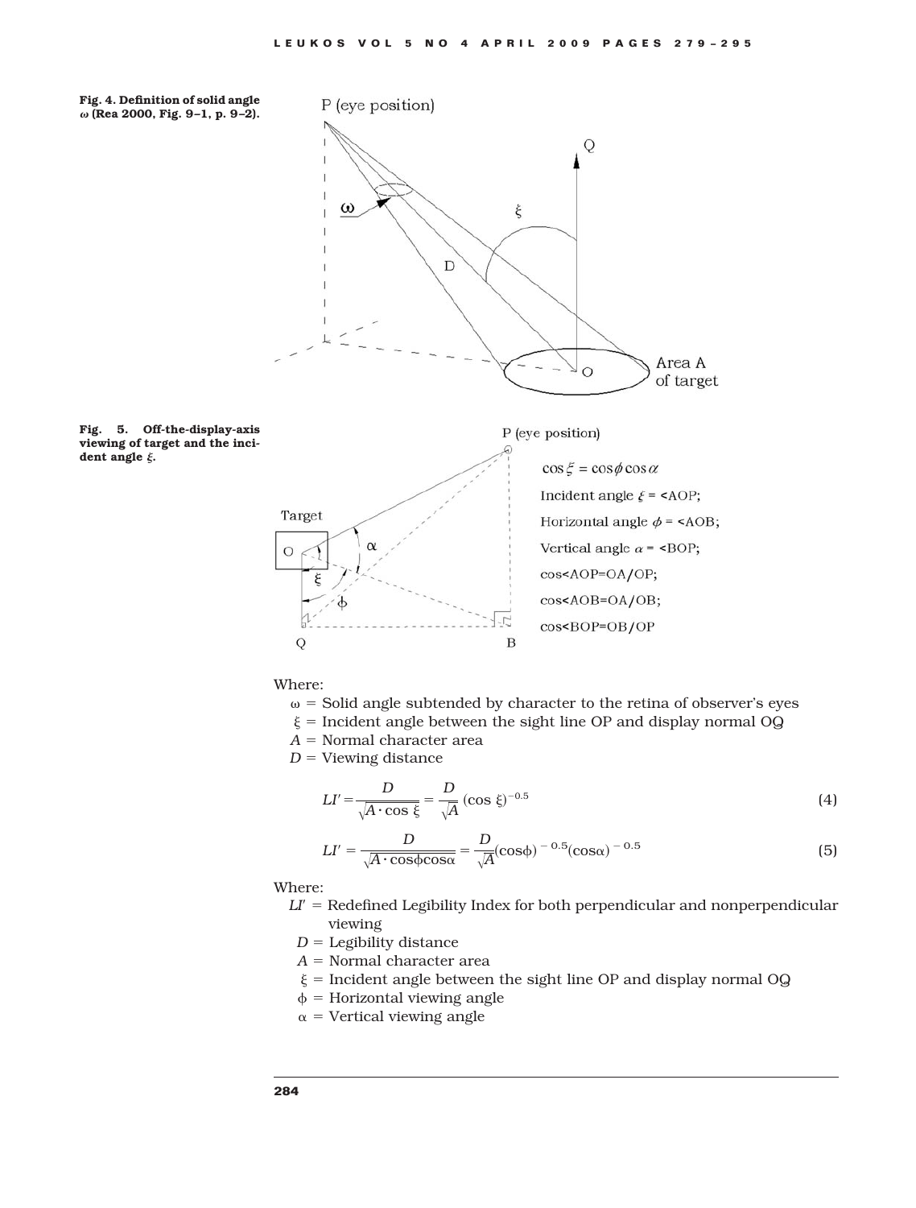Fig. 4. Definition of solid angle $\omega$ (Rea 2000, Fig. 9–1, p. 9–2).

Fig. 5. Off-the-display-axis viewing of target and the incident angle $\xi$.

$\cos\xi = \cos\phi\cos\alpha$

Incident angle $\xi$ = <AOP;

Horizontal angle $\phi$ = <AOB;

Vertical angle $\alpha$ = <BOP;

cos<AOP=OA/OP;

cos<AOB=OA/OB;

cos<BOP=OB/OP

Where:

- $\omega$ = Solid angle subtended by character to the retina of observer's eyes
- $\xi$ = Incident angle between the sight line OP and display normal OQ
- $A$ = Normal character area
- $D$ = Viewing distance

$$LI' = \frac{D}{\sqrt{A \cdot \cos\xi}} = \frac{D}{\sqrt{A}}(\cos\xi)^{-0.5} \tag{4}$$

$$LI' = \frac{D}{\sqrt{A \cdot \cos\phi\cos\alpha}} = \frac{D}{\sqrt{A}}(\cos\phi)^{-0.5}(\cos\alpha)^{-0.5} \tag{5}$$

Where:

- $LI'$ = Redefined Legibility Index for both perpendicular and nonperpendicular viewing
- $D$ = Legibility distance
- $A$ = Normal character area
- $\xi$ = Incident angle between the sight line OP and display normal OQ
- $\phi$ = Horizontal viewing angle
- $\alpha$ = Vertical viewing angle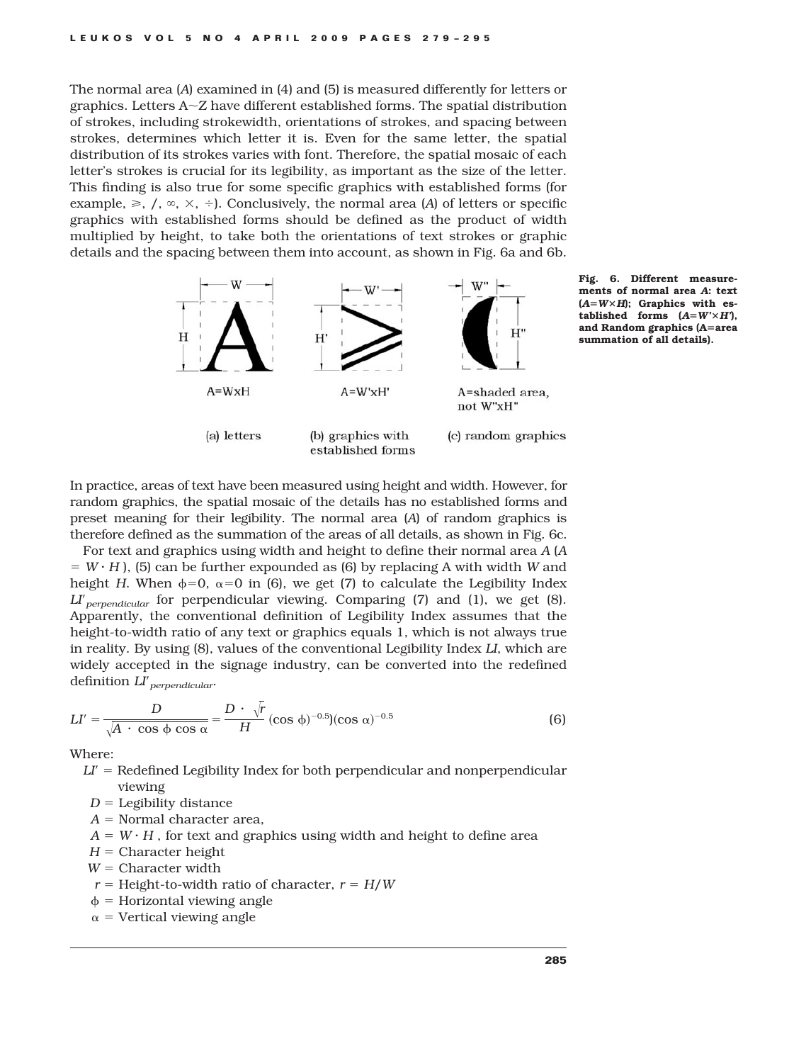The normal area ($A$) examined in (4) and (5) is measured differently for letters or graphics. Letters A~Z have different established forms. The spatial distribution of strokes, including strokewidth, orientations of strokes, and spacing between strokes, determines which letter it is. Even for the same letter, the spatial distribution of its strokes varies with font. Therefore, the spatial mosaic of each letter's strokes is crucial for its legibility, as important as the size of the letter. This finding is also true for some specific graphics with established forms (for example, ⩾, /, ∞, ×, ÷). Conclusively, the normal area ($A$) of letters or specific graphics with established forms should be defined as the product of width multiplied by height, to take both the orientations of text strokes or graphic details and the spacing between them into account, as shown in Fig. 6a and 6b.

A=WxH

A=W'xH'

A=shaded area, not W"xH"

(a) letters

(b) graphics with established forms

(c) random graphics

**Fig. 6. Different measurements of normal area $A$: text ($A=W\times H$); Graphics with established forms ($A=W'\times H'$), and Random graphics (A=area summation of all details).**

In practice, areas of text have been measured using height and width. However, for random graphics, the spatial mosaic of the details has no established forms and preset meaning for their legibility. The normal area ($A$) of random graphics is therefore defined as the summation of the areas of all details, as shown in Fig. 6c.

For text and graphics using width and height to define their normal area $A$ ($A = W \cdot H$), (5) can be further expounded as (6) by replacing A with width $W$ and height $H$. When $\phi=0$, $\alpha=0$ in (6), we get (7) to calculate the Legibility Index $LI'_{perpendicular}$ for perpendicular viewing. Comparing (7) and (1), we get (8). Apparently, the conventional definition of Legibility Index assumes that the height-to-width ratio of any text or graphics equals 1, which is not always true in reality. By using (8), values of the conventional Legibility Index $LI$, which are widely accepted in the signage industry, can be converted into the redefined definition $LI'_{perpendicular}$.

$$LI' = \frac{D}{\sqrt{A \cdot \cos\phi \cos\alpha}} = \frac{D \cdot \sqrt{r}}{H} (\cos\phi)^{-0.5})(\cos\alpha)^{-0.5} \tag{6}$$

Where:

- $LI'$ = Redefined Legibility Index for both perpendicular and nonperpendicular viewing
- $D$ = Legibility distance
- $A$ = Normal character area,
- $A = W \cdot H$, for text and graphics using width and height to define area
- $H$ = Character height
- $W$ = Character width
- $r$ = Height-to-width ratio of character, $r = H/W$
- $\phi$ = Horizontal viewing angle
- $\alpha$ = Vertical viewing angle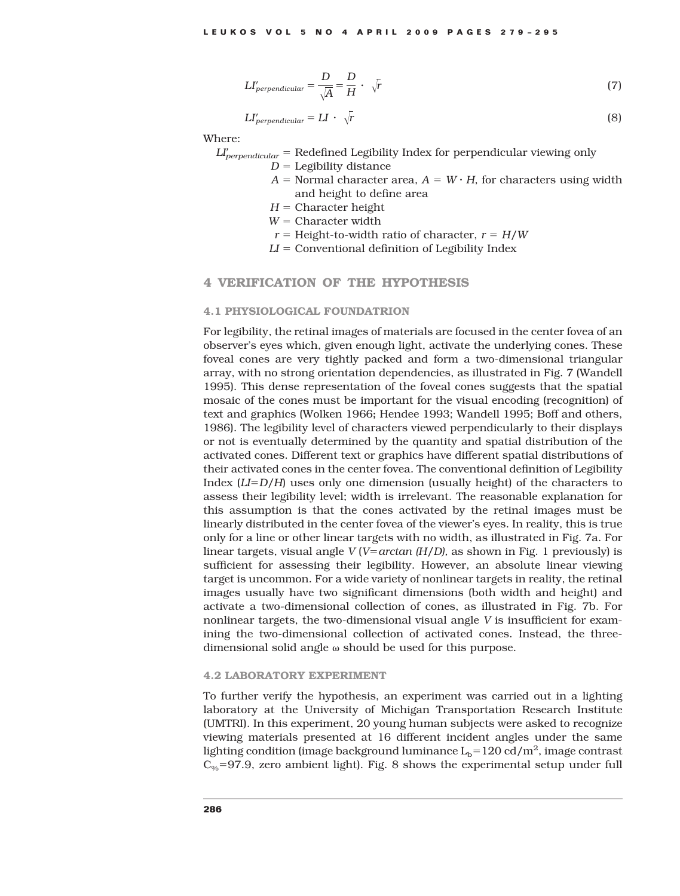$$LI'_{perpendicular} = \frac{D}{\sqrt{A}} = \frac{D}{H} \cdot \sqrt{r} \quad (7)$$

$$LI'_{perpendicular} = LI \cdot \sqrt{r} \quad (8)$$

Where:

$LI'_{perpendicular}$ = Redefined Legibility Index for perpendicular viewing only
$D$ = Legibility distance
$A$ = Normal character area, $A = W \cdot H$, for characters using width and height to define area
$H$ = Character height
$W$ = Character width
$r$ = Height-to-width ratio of character, $r = H/W$
$LI$ = Conventional definition of Legibility Index

## 4 VERIFICATION OF THE HYPOTHESIS

### 4.1 PHYSIOLOGICAL FOUNDATRION

For legibility, the retinal images of materials are focused in the center fovea of an observer's eyes which, given enough light, activate the underlying cones. These foveal cones are very tightly packed and form a two-dimensional triangular array, with no strong orientation dependencies, as illustrated in Fig. 7 (Wandell 1995). This dense representation of the foveal cones suggests that the spatial mosaic of the cones must be important for the visual encoding (recognition) of text and graphics (Wolken 1966; Hendee 1993; Wandell 1995; Boff and others, 1986). The legibility level of characters viewed perpendicularly to their displays or not is eventually determined by the quantity and spatial distribution of the activated cones. Different text or graphics have different spatial distributions of their activated cones in the center fovea. The conventional definition of Legibility Index ($LI=D/H$) uses only one dimension (usually height) of the characters to assess their legibility level; width is irrelevant. The reasonable explanation for this assumption is that the cones activated by the retinal images must be linearly distributed in the center fovea of the viewer's eyes. In reality, this is true only for a line or other linear targets with no width, as illustrated in Fig. 7a. For linear targets, visual angle $V$ ($V=\arctan(H/D)$, as shown in Fig. 1 previously) is sufficient for assessing their legibility. However, an absolute linear viewing target is uncommon. For a wide variety of nonlinear targets in reality, the retinal images usually have two significant dimensions (both width and height) and activate a two-dimensional collection of cones, as illustrated in Fig. 7b. For nonlinear targets, the two-dimensional visual angle $V$ is insufficient for examining the two-dimensional collection of activated cones. Instead, the three-dimensional solid angle $\omega$ should be used for this purpose.

### 4.2 LABORATORY EXPERIMENT

To further verify the hypothesis, an experiment was carried out in a lighting laboratory at the University of Michigan Transportation Research Institute (UMTRI). In this experiment, 20 young human subjects were asked to recognize viewing materials presented at 16 different incident angles under the same lighting condition (image background luminance $L_b=120$ cd/m$^2$, image contrast $C_{\%}=97.9$, zero ambient light). Fig. 8 shows the experimental setup under full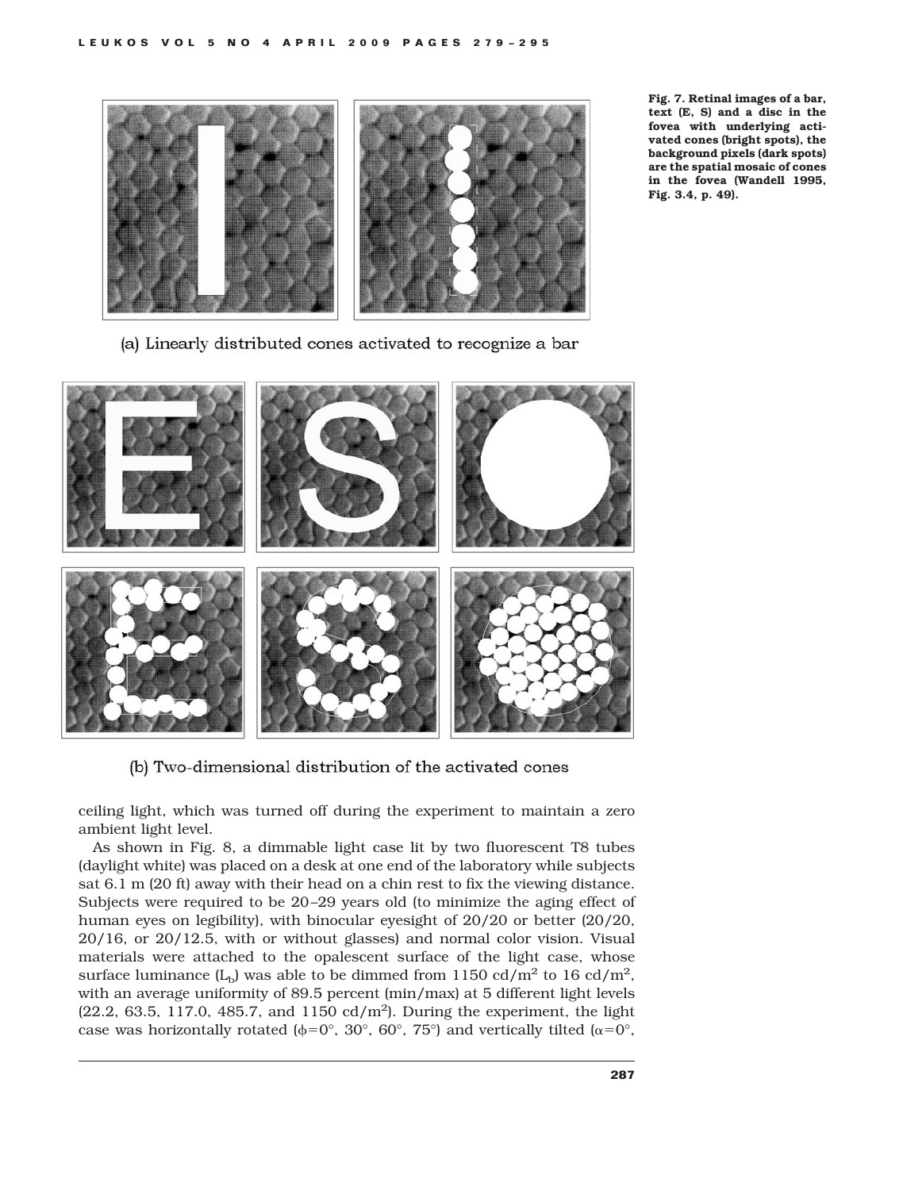(a) Linearly distributed cones activated to recognize a bar

(b) Two-dimensional distribution of the activated cones

**Fig. 7. Retinal images of a bar, text (E, S) and a disc in the fovea with underlying activated cones (bright spots), the background pixels (dark spots) are the spatial mosaic of cones in the fovea (Wandell 1995, Fig. 3.4, p. 49).**

ceiling light, which was turned off during the experiment to maintain a zero ambient light level.

As shown in Fig. 8, a dimmable light case lit by two fluorescent T8 tubes (daylight white) was placed on a desk at one end of the laboratory while subjects sat 6.1 m (20 ft) away with their head on a chin rest to fix the viewing distance. Subjects were required to be 20–29 years old (to minimize the aging effect of human eyes on legibility), with binocular eyesight of 20/20 or better (20/20, 20/16, or 20/12.5, with or without glasses) and normal color vision. Visual materials were attached to the opalescent surface of the light case, whose surface luminance ($L_b$) was able to be dimmed from 1150 cd/m$^2$ to 16 cd/m$^2$, with an average uniformity of 89.5 percent (min/max) at 5 different light levels (22.2, 63.5, 117.0, 485.7, and 1150 cd/m$^2$). During the experiment, the light case was horizontally rotated ($\phi$=0°, 30°, 60°, 75°) and vertically tilted ($\alpha$=0°,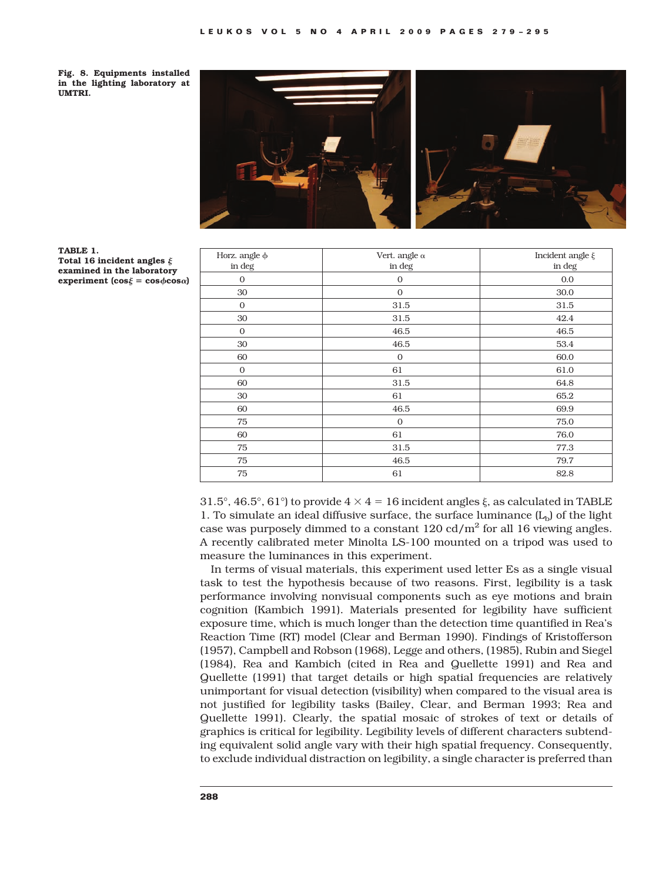Fig. 8. Equipments installed in the lighting laboratory at UMTRI.

TABLE 1.
Total 16 incident angles $\xi$ examined in the laboratory experiment ($\cos\xi = \cos\phi\cos\alpha$)

| Horz. angle $\phi$ in deg | Vert. angle $\alpha$ in deg | Incident angle $\xi$ in deg |
|---|---|---|
| 0 | 0 | 0.0 |
| 30 | 0 | 30.0 |
| 0 | 31.5 | 31.5 |
| 30 | 31.5 | 42.4 |
| 0 | 46.5 | 46.5 |
| 30 | 46.5 | 53.4 |
| 60 | 0 | 60.0 |
| 0 | 61 | 61.0 |
| 60 | 31.5 | 64.8 |
| 30 | 61 | 65.2 |
| 60 | 46.5 | 69.9 |
| 75 | 0 | 75.0 |
| 60 | 61 | 76.0 |
| 75 | 31.5 | 77.3 |
| 75 | 46.5 | 79.7 |
| 75 | 61 | 82.8 |

31.5°, 46.5°, 61°) to provide $4 \times 4 = 16$ incident angles $\xi$, as calculated in TABLE 1. To simulate an ideal diffusive surface, the surface luminance ($L_b$) of the light case was purposely dimmed to a constant 120 cd/m$^2$ for all 16 viewing angles. A recently calibrated meter Minolta LS-100 mounted on a tripod was used to measure the luminances in this experiment.

In terms of visual materials, this experiment used letter Es as a single visual task to test the hypothesis because of two reasons. First, legibility is a task performance involving nonvisual components such as eye motions and brain cognition (Kambich 1991). Materials presented for legibility have sufficient exposure time, which is much longer than the detection time quantified in Rea's Reaction Time (RT) model (Clear and Berman 1990). Findings of Kristofferson (1957), Campbell and Robson (1968), Legge and others, (1985), Rubin and Siegel (1984), Rea and Kambich (cited in Rea and Quellette 1991) and Rea and Quellette (1991) that target details or high spatial frequencies are relatively unimportant for visual detection (visibility) when compared to the visual area is not justified for legibility tasks (Bailey, Clear, and Berman 1993; Rea and Quellette 1991). Clearly, the spatial mosaic of strokes of text or details of graphics is critical for legibility. Legibility levels of different characters subtending equivalent solid angle vary with their high spatial frequency. Consequently, to exclude individual distraction on legibility, a single character is preferred than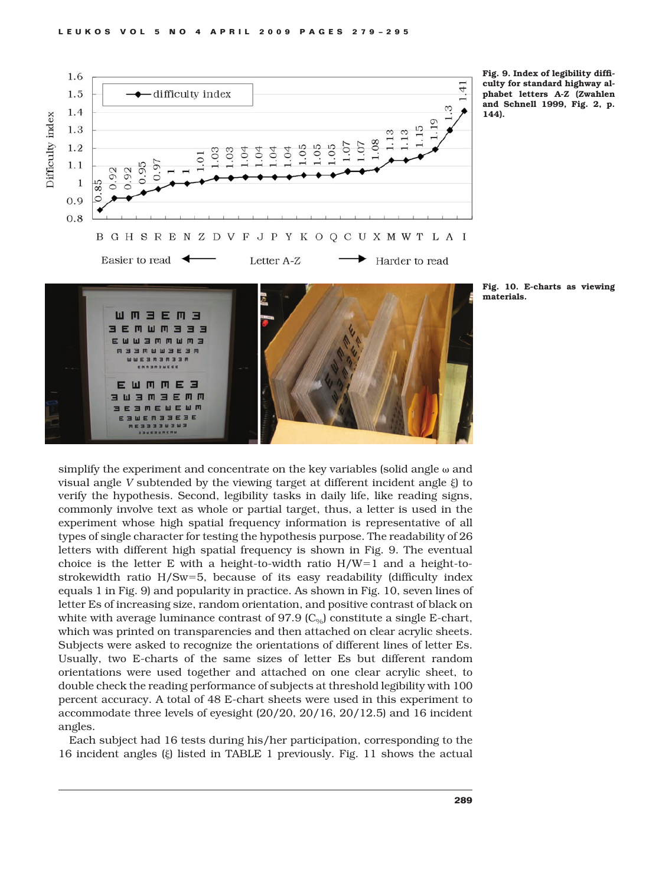Fig. 9. Index of legibility difficulty for standard highway alphabet letters A-Z (Zwahlen and Schnell 1999, Fig. 2, p. 144).

Fig. 10. E-charts as viewing materials.

simplify the experiment and concentrate on the key variables (solid angle $\omega$ and visual angle $V$ subtended by the viewing target at different incident angle $\xi$) to verify the hypothesis. Second, legibility tasks in daily life, like reading signs, commonly involve text as whole or partial target, thus, a letter is used in the experiment whose high spatial frequency information is representative of all types of single character for testing the hypothesis purpose. The readability of 26 letters with different high spatial frequency is shown in Fig. 9. The eventual choice is the letter E with a height-to-width ratio H/W=1 and a height-to-strokewidth ratio H/Sw=5, because of its easy readability (difficulty index equals 1 in Fig. 9) and popularity in practice. As shown in Fig. 10, seven lines of letter Es of increasing size, random orientation, and positive contrast of black on white with average luminance contrast of 97.9 ($C_{\%}$) constitute a single E-chart, which was printed on transparencies and then attached on clear acrylic sheets. Subjects were asked to recognize the orientations of different lines of letter Es. Usually, two E-charts of the same sizes of letter Es but different random orientations were used together and attached on one clear acrylic sheet, to double check the reading performance of subjects at threshold legibility with 100 percent accuracy. A total of 48 E-chart sheets were used in this experiment to accommodate three levels of eyesight (20/20, 20/16, 20/12.5) and 16 incident angles.

Each subject had 16 tests during his/her participation, corresponding to the 16 incident angles ($\xi$) listed in TABLE 1 previously. Fig. 11 shows the actual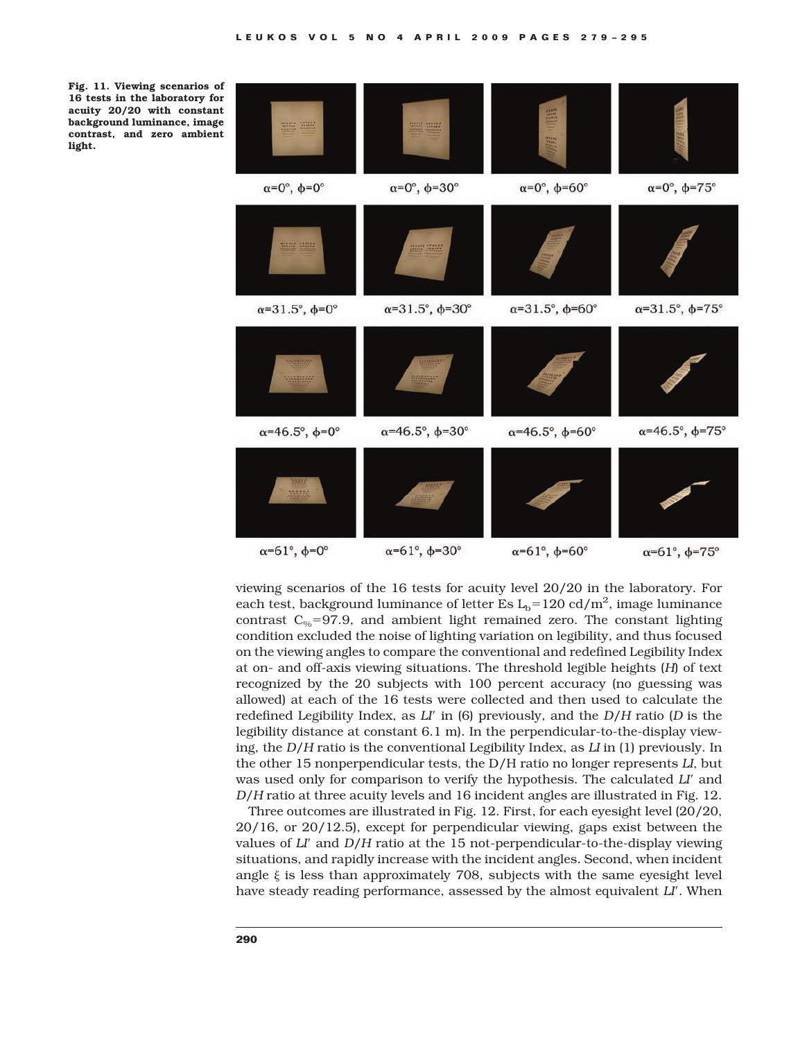**Fig. 11. Viewing scenarios of 16 tests in the laboratory for acuity 20/20 with constant background luminance, image contrast, and zero ambient light.**

$\alpha$=0°, $\phi$=0° | $\alpha$=0°, $\phi$=30° | $\alpha$=0°, $\phi$=60° | $\alpha$=0°, $\phi$=75°

$\alpha$=31.5°, $\phi$=0° | $\alpha$=31.5°, $\phi$=30° | $\alpha$=31.5°, $\phi$=60° | $\alpha$=31.5°, $\phi$=75°

$\alpha$=46.5°, $\phi$=0° | $\alpha$=46.5°, $\phi$=30° | $\alpha$=46.5°, $\phi$=60° | $\alpha$=46.5°, $\phi$=75°

$\alpha$=61°, $\phi$=0° | $\alpha$=61°, $\phi$=30° | $\alpha$=61°, $\phi$=60° | $\alpha$=61°, $\phi$=75°

viewing scenarios of the 16 tests for acuity level 20/20 in the laboratory. For each test, background luminance of letter Es $L_b$=120 cd/m$^2$, image luminance contrast $C_{\%}$=97.9, and ambient light remained zero. The constant lighting condition excluded the noise of lighting variation on legibility, and thus focused on the viewing angles to compare the conventional and redefined Legibility Index at on- and off-axis viewing situations. The threshold legible heights (*H*) of text recognized by the 20 subjects with 100 percent accuracy (no guessing was allowed) at each of the 16 tests were collected and then used to calculate the redefined Legibility Index, as *LI′* in (6) previously, and the *D*/*H* ratio (*D* is the legibility distance at constant 6.1 m). In the perpendicular-to-the-display viewing, the *D*/*H* ratio is the conventional Legibility Index, as *LI* in (1) previously. In the other 15 nonperpendicular tests, the D/H ratio no longer represents *LI*, but was used only for comparison to verify the hypothesis. The calculated *LI′* and *D*/*H* ratio at three acuity levels and 16 incident angles are illustrated in Fig. 12.

Three outcomes are illustrated in Fig. 12. First, for each eyesight level (20/20, 20/16, or 20/12.5), except for perpendicular viewing, gaps exist between the values of *LI′* and *D*/*H* ratio at the 15 not-perpendicular-to-the-display viewing situations, and rapidly increase with the incident angles. Second, when incident angle $\xi$ is less than approximately 708, subjects with the same eyesight level have steady reading performance, assessed by the almost equivalent *LI′*. When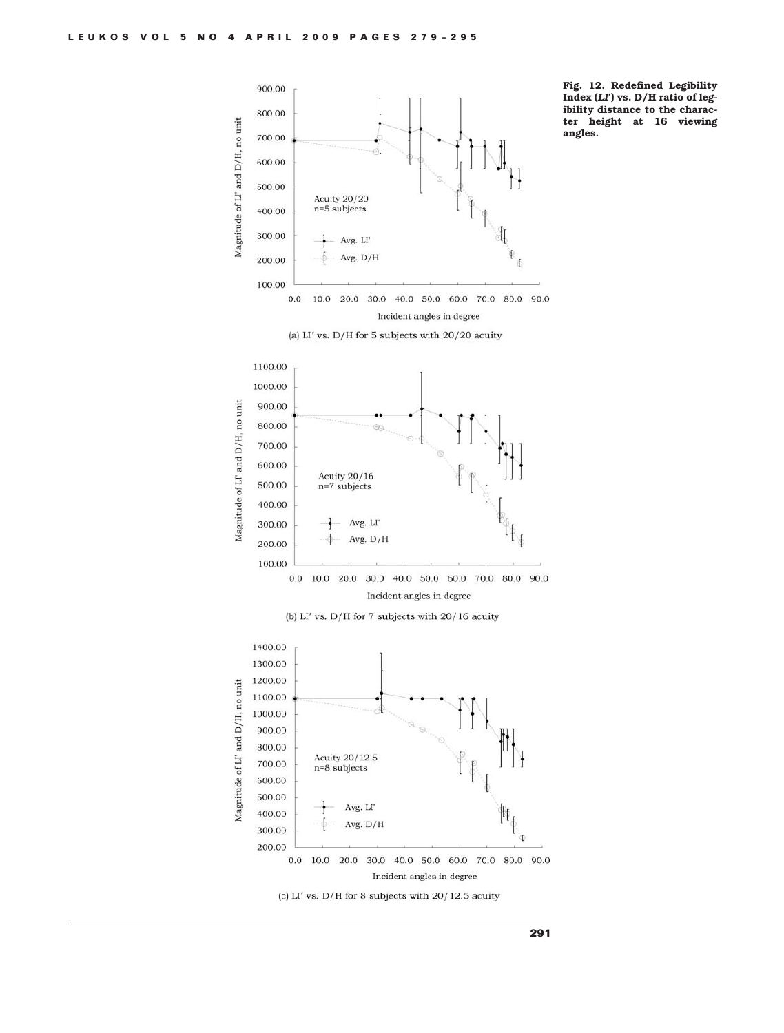**Fig. 12. Redefined Legibility Index (*LI'*) vs. D/H ratio of legibility distance to the character height at 16 viewing angles.**

(a) LI′ vs. D/H for 5 subjects with 20/20 acuity

(b) LI′ vs. D/H for 7 subjects with 20/16 acuity

(c) LI′ vs. D/H for 8 subjects with 20/12.5 acuity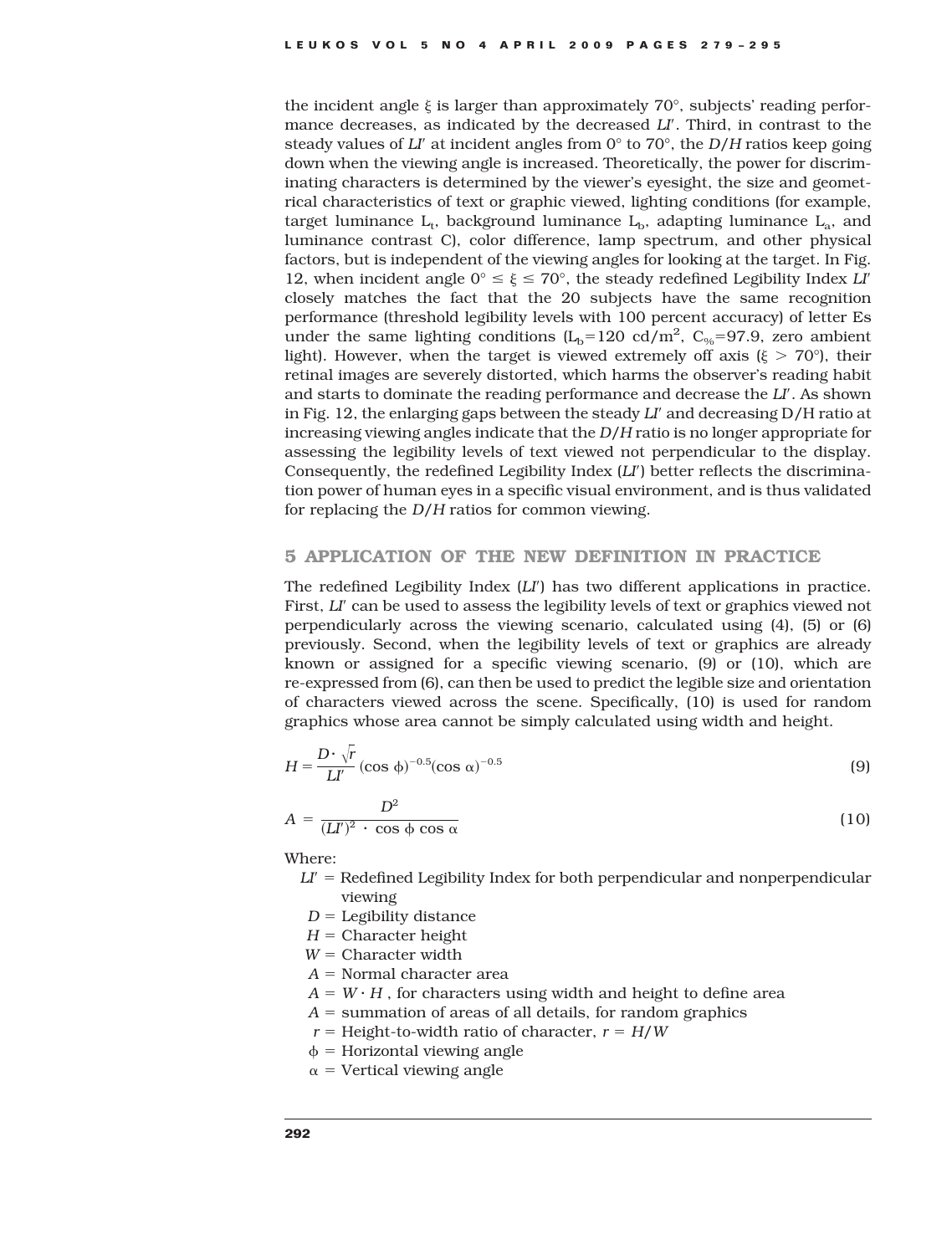the incident angle $\xi$ is larger than approximately 70°, subjects' reading performance decreases, as indicated by the decreased *LI′*. Third, in contrast to the steady values of *LI′* at incident angles from 0° to 70°, the *D*/*H* ratios keep going down when the viewing angle is increased. Theoretically, the power for discriminating characters is determined by the viewer's eyesight, the size and geometrical characteristics of text or graphic viewed, lighting conditions (for example, target luminance $L_t$, background luminance $L_b$, adapting luminance $L_a$, and luminance contrast C), color difference, lamp spectrum, and other physical factors, but is independent of the viewing angles for looking at the target. In Fig. 12, when incident angle $0° \leq \xi \leq 70°$, the steady redefined Legibility Index *LI′* closely matches the fact that the 20 subjects have the same recognition performance (threshold legibility levels with 100 percent accuracy) of letter Es under the same lighting conditions ($L_b$=120 cd/m$^2$, $C_{\%}$=97.9, zero ambient light). However, when the target is viewed extremely off axis ($\xi > 70°$), their retinal images are severely distorted, which harms the observer's reading habit and starts to dominate the reading performance and decrease the *LI′*. As shown in Fig. 12, the enlarging gaps between the steady *LI′* and decreasing D/H ratio at increasing viewing angles indicate that the *D*/*H* ratio is no longer appropriate for assessing the legibility levels of text viewed not perpendicular to the display. Consequently, the redefined Legibility Index (*LI′*) better reflects the discrimination power of human eyes in a specific visual environment, and is thus validated for replacing the *D*/*H* ratios for common viewing.

## 5 APPLICATION OF THE NEW DEFINITION IN PRACTICE

The redefined Legibility Index (*LI′*) has two different applications in practice. First, *LI′* can be used to assess the legibility levels of text or graphics viewed not perpendicularly across the viewing scenario, calculated using (4), (5) or (6) previously. Second, when the legibility levels of text or graphics are already known or assigned for a specific viewing scenario, (9) or (10), which are re-expressed from (6), can then be used to predict the legible size and orientation of characters viewed across the scene. Specifically, (10) is used for random graphics whose area cannot be simply calculated using width and height.

$$H = \frac{D \cdot \sqrt{r}}{LI'} (\cos \phi)^{-0.5} (\cos \alpha)^{-0.5} \tag{9}$$

$$A = \frac{D^2}{(LI')^2 \cdot \cos \phi \cos \alpha} \tag{10}$$

Where:

- $LI'$ = Redefined Legibility Index for both perpendicular and nonperpendicular viewing
- $D$ = Legibility distance
- $H$ = Character height
- $W$ = Character width
- $A$ = Normal character area
- $A = W \cdot H$ , for characters using width and height to define area
- $A$ = summation of areas of all details, for random graphics
- $r$ = Height-to-width ratio of character, $r = H/W$
- $\phi$ = Horizontal viewing angle
- $\alpha$ = Vertical viewing angle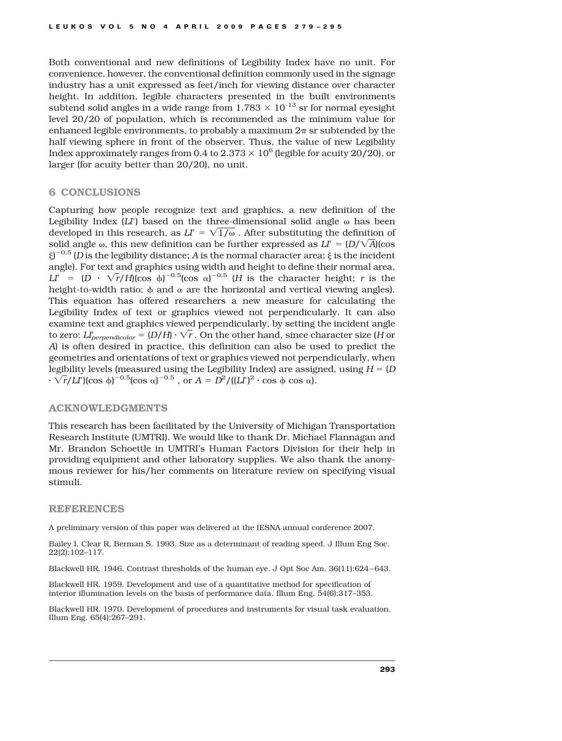Both conventional and new definitions of Legibility Index have no unit. For convenience, however, the conventional definition commonly used in the signage industry has a unit expressed as feet/inch for viewing distance over character height. In addition, legible characters presented in the built environments subtend solid angles in a wide range from $1.783 \times 10^{-13}$ sr for normal eyesight level 20/20 of population, which is recommended as the minimum value for enhanced legible environments, to probably a maximum $2\pi$ sr subtended by the half viewing sphere in front of the observer. Thus, the value of new Legibility Index approximately ranges from 0.4 to $2.373 \times 10^6$ (legible for acuity 20/20), or larger (for acuity better than 20/20), no unit.

## 6 CONCLUSIONS

Capturing how people recognize text and graphics, a new definition of the Legibility Index ($LI'$) based on the three-dimensional solid angle $\omega$ has been developed in this research, as $LI' = \sqrt{1/\omega}$ . After substituting the definition of solid angle $\omega$, this new definition can be further expressed as $LI' = (D/\sqrt{A})(\cos \xi)^{-0.5}$ ($D$ is the legibility distance; $A$ is the normal character area; $\xi$ is the incident angle). For text and graphics using width and height to define their normal area, $LI' = (D \cdot \sqrt{r}/H)(\cos \phi)^{-0.5}(\cos \alpha)^{-0.5}$ ($H$ is the character height; $r$ is the height-to-width ratio; $\phi$ and $\alpha$ are the horizontal and vertical viewing angles). This equation has offered researchers a new measure for calculating the Legibility Index of text or graphics viewed not perpendicularly. It can also examine text and graphics viewed perpendicularly, by setting the incident angle to zero: $LI'_{perpendicular} = (D/H) \cdot \sqrt{r}$ . On the other hand, since character size ($H$ or $A$) is often desired in practice, this definition can also be used to predict the geometries and orientations of text or graphics viewed not perpendicularly, when legibility levels (measured using the Legibility Index) are assigned, using $H = (D \cdot \sqrt{r}/LI')(\cos \phi)^{-0.5}(\cos \alpha)^{-0.5}$ , or $A = D^2/((LI')^2 \cdot \cos \phi \cos \alpha)$.

## ACKNOWLEDGMENTS

This research has been facilitated by the University of Michigan Transportation Research Institute (UMTRI). We would like to thank Dr. Michael Flannagan and Mr. Brandon Schoettle in UMTRI's Human Factors Division for their help in providing equipment and other laboratory supplies. We also thank the anonymous reviewer for his/her comments on literature review on specifying visual stimuli.

## REFERENCES

A preliminary version of this paper was delivered at the IESNA annual conference 2007.

Bailey I, Clear R, Berman S. 1993. Size as a determinant of reading speed. J Illum Eng Soc. 22(2):102–117.

Blackwell HR. 1946. Contrast thresholds of the human eye. J Opt Soc Am. 36(11):624–643.

Blackwell HR. 1959. Development and use of a quantitative method for specification of interior illumination levels on the basis of performance data. Illum Eng. 54(6):317–353.

Blackwell HR. 1970. Development of procedures and instruments for visual task evaluation. Illum Eng. 65(4):267–291.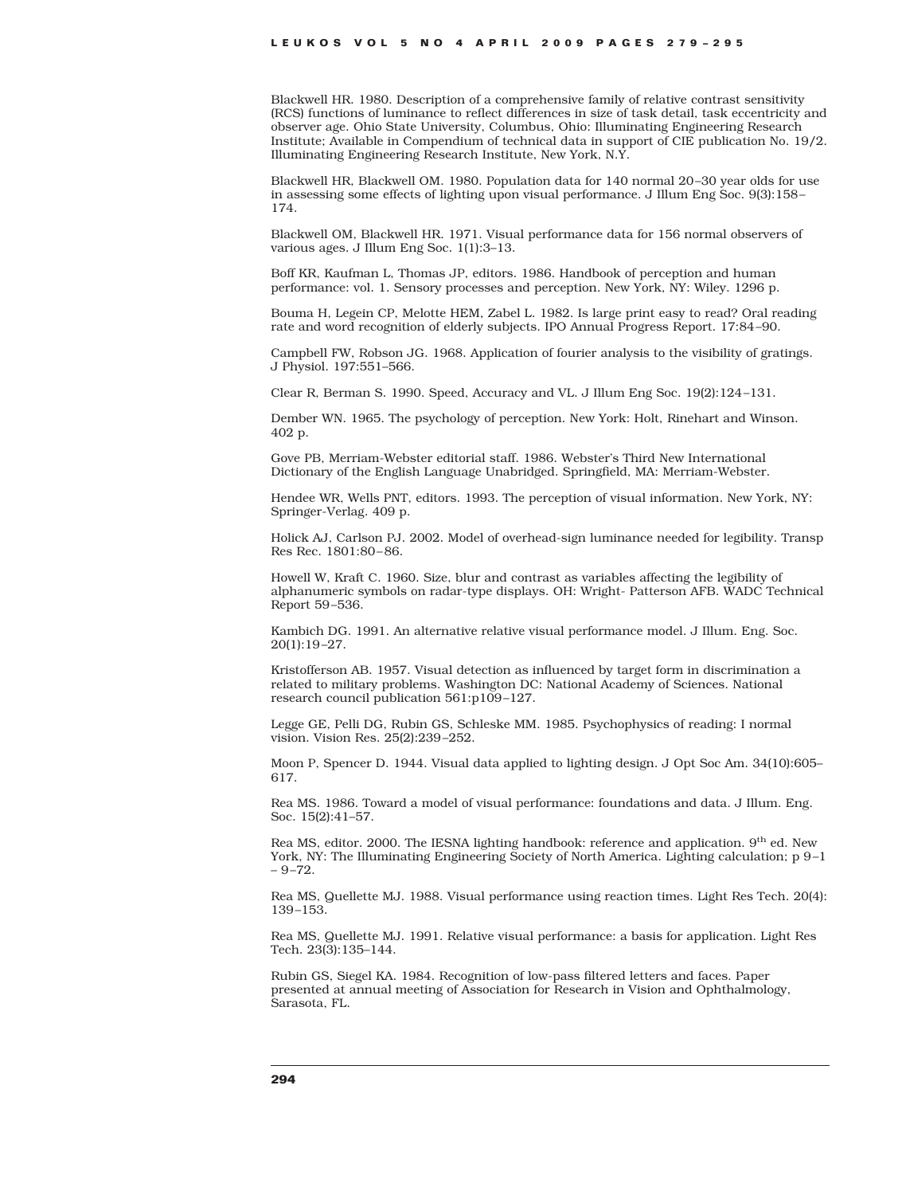Blackwell HR. 1980. Description of a comprehensive family of relative contrast sensitivity (RCS) functions of luminance to reflect differences in size of task detail, task eccentricity and observer age. Ohio State University, Columbus, Ohio: Illuminating Engineering Research Institute; Available in Compendium of technical data in support of CIE publication No. 19/2. Illuminating Engineering Research Institute, New York, N.Y.

Blackwell HR, Blackwell OM. 1980. Population data for 140 normal 20–30 year olds for use in assessing some effects of lighting upon visual performance. J Illum Eng Soc. 9(3):158–174.

Blackwell OM, Blackwell HR. 1971. Visual performance data for 156 normal observers of various ages. J Illum Eng Soc. 1(1):3–13.

Boff KR, Kaufman L, Thomas JP, editors. 1986. Handbook of perception and human performance: vol. 1. Sensory processes and perception. New York, NY: Wiley. 1296 p.

Bouma H, Legein CP, Melotte HEM, Zabel L. 1982. Is large print easy to read? Oral reading rate and word recognition of elderly subjects. IPO Annual Progress Report. 17:84–90.

Campbell FW, Robson JG. 1968. Application of fourier analysis to the visibility of gratings. J Physiol. 197:551–566.

Clear R, Berman S. 1990. Speed, Accuracy and VL. J Illum Eng Soc. 19(2):124–131.

Dember WN. 1965. The psychology of perception. New York: Holt, Rinehart and Winson. 402 p.

Gove PB, Merriam-Webster editorial staff. 1986. Webster's Third New International Dictionary of the English Language Unabridged. Springfield, MA: Merriam-Webster.

Hendee WR, Wells PNT, editors. 1993. The perception of visual information. New York, NY: Springer-Verlag. 409 p.

Holick AJ, Carlson PJ. 2002. Model of overhead-sign luminance needed for legibility. Transp Res Rec. 1801:80–86.

Howell W, Kraft C. 1960. Size, blur and contrast as variables affecting the legibility of alphanumeric symbols on radar-type displays. OH: Wright- Patterson AFB. WADC Technical Report 59–536.

Kambich DG. 1991. An alternative relative visual performance model. J Illum. Eng. Soc. 20(1):19–27.

Kristofferson AB. 1957. Visual detection as influenced by target form in discrimination a related to military problems. Washington DC: National Academy of Sciences. National research council publication 561:p109–127.

Legge GE, Pelli DG, Rubin GS, Schleske MM. 1985. Psychophysics of reading: I normal vision. Vision Res. 25(2):239–252.

Moon P, Spencer D. 1944. Visual data applied to lighting design. J Opt Soc Am. 34(10):605–617.

Rea MS. 1986. Toward a model of visual performance: foundations and data. J Illum. Eng. Soc. 15(2):41–57.

Rea MS, editor. 2000. The IESNA lighting handbook: reference and application. 9th ed. New York, NY: The Illuminating Engineering Society of North America. Lighting calculation; p 9–1 – 9–72.

Rea MS, Quellette MJ. 1988. Visual performance using reaction times. Light Res Tech. 20(4): 139–153.

Rea MS, Quellette MJ. 1991. Relative visual performance: a basis for application. Light Res Tech. 23(3):135–144.

Rubin GS, Siegel KA. 1984. Recognition of low-pass filtered letters and faces. Paper presented at annual meeting of Association for Research in Vision and Ophthalmology, Sarasota, FL.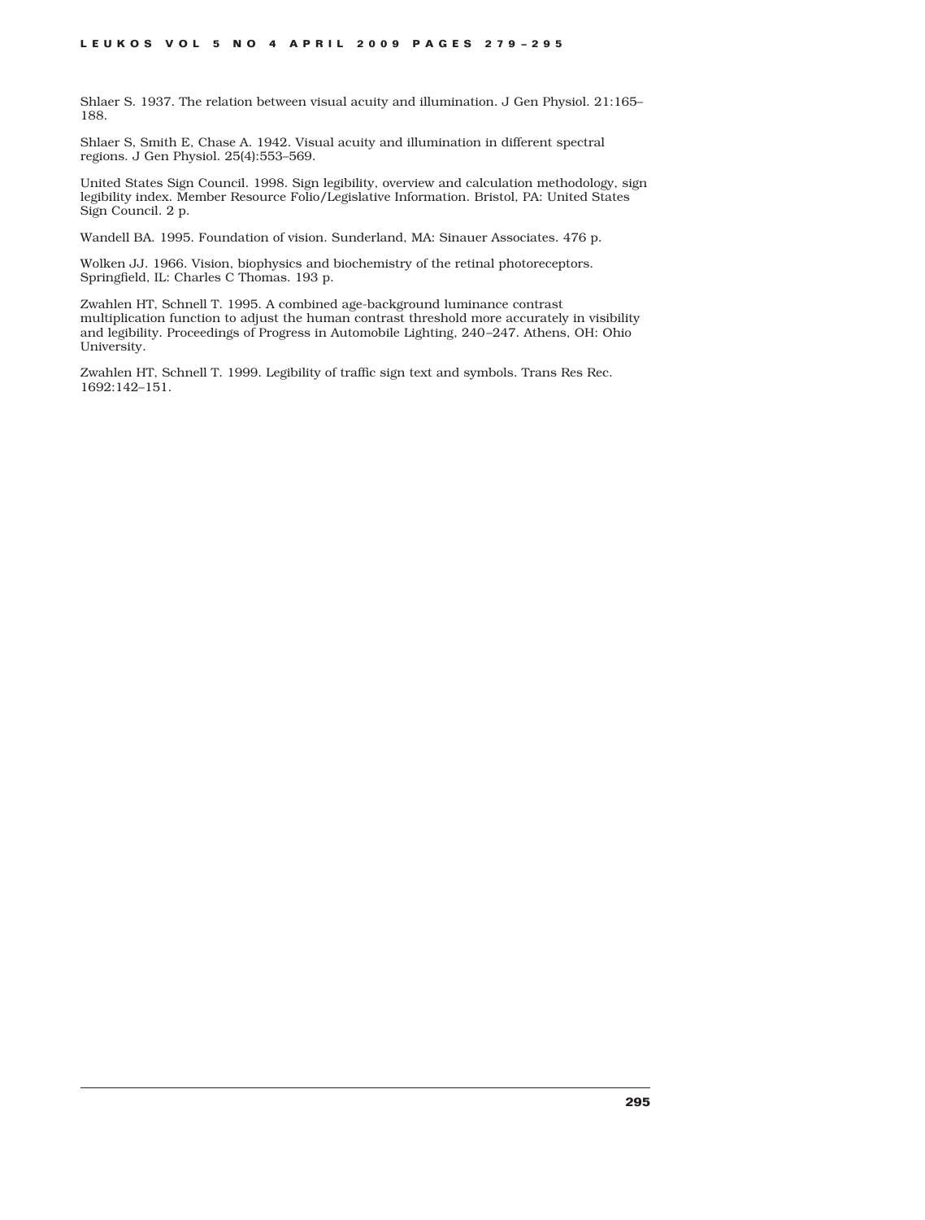Shlaer S. 1937. The relation between visual acuity and illumination. J Gen Physiol. 21:165–188.

Shlaer S, Smith E, Chase A. 1942. Visual acuity and illumination in different spectral regions. J Gen Physiol. 25(4):553–569.

United States Sign Council. 1998. Sign legibility, overview and calculation methodology, sign legibility index. Member Resource Folio/Legislative Information. Bristol, PA: United States Sign Council. 2 p.

Wandell BA. 1995. Foundation of vision. Sunderland, MA: Sinauer Associates. 476 p.

Wolken JJ. 1966. Vision, biophysics and biochemistry of the retinal photoreceptors. Springfield, IL: Charles C Thomas. 193 p.

Zwahlen HT, Schnell T. 1995. A combined age-background luminance contrast multiplication function to adjust the human contrast threshold more accurately in visibility and legibility. Proceedings of Progress in Automobile Lighting, 240–247. Athens, OH: Ohio University.

Zwahlen HT, Schnell T. 1999. Legibility of traffic sign text and symbols. Trans Res Rec. 1692:142–151.